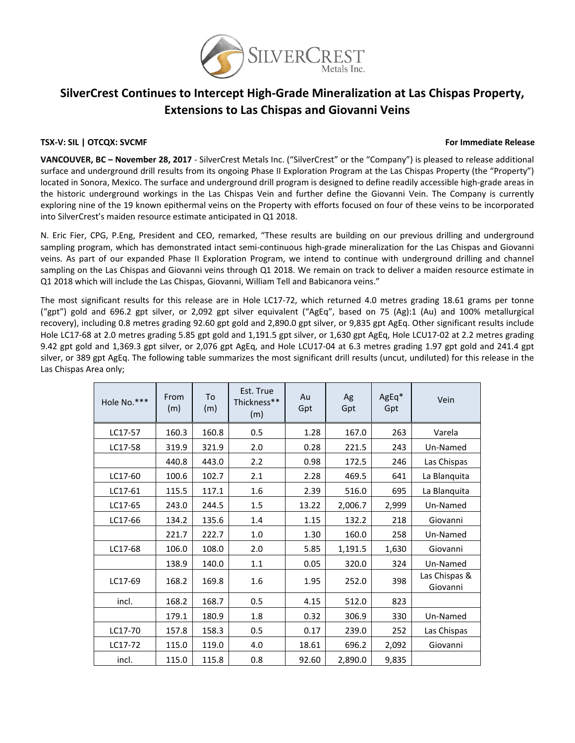# SilverCrest Continues to Intercept High-Grade Mineralization at Las Chispas Property, Extensions to Las Chispas and Giovanni Veins

**TSX-V: SIL | OTCQX: SVCMF** **For Immediate Release**

**VANCOUVER, BC – November 28, 2017** - SilverCrest Metals Inc. ("SilverCrest" or the "Company") is pleased to release additional surface and underground drill results from its ongoing Phase II Exploration Program at the Las Chispas Property (the "Property") located in Sonora, Mexico. The surface and underground drill program is designed to define readily accessible high-grade areas in the historic underground workings in the Las Chispas Vein and further define the Giovanni Vein. The Company is currently exploring nine of the 19 known epithermal veins on the Property with efforts focused on four of these veins to be incorporated into SilverCrest's maiden resource estimate anticipated in Q1 2018.

N. Eric Fier, CPG, P.Eng, President and CEO, remarked, "These results are building on our previous drilling and underground sampling program, which has demonstrated intact semi-continuous high-grade mineralization for the Las Chispas and Giovanni veins. As part of our expanded Phase II Exploration Program, we intend to continue with underground drilling and channel sampling on the Las Chispas and Giovanni veins through Q1 2018. We remain on track to deliver a maiden resource estimate in Q1 2018 which will include the Las Chispas, Giovanni, William Tell and Babicanora veins."

The most significant results for this release are in Hole LC17-72, which returned 4.0 metres grading 18.61 grams per tonne ("gpt") gold and 696.2 gpt silver, or 2,092 gpt silver equivalent ("AgEq", based on 75 (Ag):1 (Au) and 100% metallurgical recovery), including 0.8 metres grading 92.60 gpt gold and 2,890.0 gpt silver, or 9,835 gpt AgEq. Other significant results include Hole LC17-68 at 2.0 metres grading 5.85 gpt gold and 1,191.5 gpt silver, or 1,630 gpt AgEq, Hole LCU17-02 at 2.2 metres grading 9.42 gpt gold and 1,369.3 gpt silver, or 2,076 gpt AgEq, and Hole LCU17-04 at 6.3 metres grading 1.97 gpt gold and 241.4 gpt silver, or 389 gpt AgEq. The following table summarizes the most significant drill results (uncut, undiluted) for this release in the Las Chispas Area only;

| Hole No.*** | From (m) | To (m) | Est. True Thickness** (m) | Au Gpt | Ag Gpt | AgEq* Gpt | Vein |
|---|---|---|---|---|---|---|---|
| LC17-57 | 160.3 | 160.8 | 0.5 | 1.28 | 167.0 | 263 | Varela |
| LC17-58 | 319.9 | 321.9 | 2.0 | 0.28 | 221.5 | 243 | Un-Named |
| | 440.8 | 443.0 | 2.2 | 0.98 | 172.5 | 246 | Las Chispas |
| LC17-60 | 100.6 | 102.7 | 2.1 | 2.28 | 469.5 | 641 | La Blanquita |
| LC17-61 | 115.5 | 117.1 | 1.6 | 2.39 | 516.0 | 695 | La Blanquita |
| LC17-65 | 243.0 | 244.5 | 1.5 | 13.22 | 2,006.7 | 2,999 | Un-Named |
| LC17-66 | 134.2 | 135.6 | 1.4 | 1.15 | 132.2 | 218 | Giovanni |
| | 221.7 | 222.7 | 1.0 | 1.30 | 160.0 | 258 | Un-Named |
| LC17-68 | 106.0 | 108.0 | 2.0 | 5.85 | 1,191.5 | 1,630 | Giovanni |
| | 138.9 | 140.0 | 1.1 | 0.05 | 320.0 | 324 | Un-Named |
| LC17-69 | 168.2 | 169.8 | 1.6 | 1.95 | 252.0 | 398 | Las Chispas & Giovanni |
| incl. | 168.2 | 168.7 | 0.5 | 4.15 | 512.0 | 823 | |
| | 179.1 | 180.9 | 1.8 | 0.32 | 306.9 | 330 | Un-Named |
| LC17-70 | 157.8 | 158.3 | 0.5 | 0.17 | 239.0 | 252 | Las Chispas |
| LC17-72 | 115.0 | 119.0 | 4.0 | 18.61 | 696.2 | 2,092 | Giovanni |
| incl. | 115.0 | 115.8 | 0.8 | 92.60 | 2,890.0 | 9,835 | |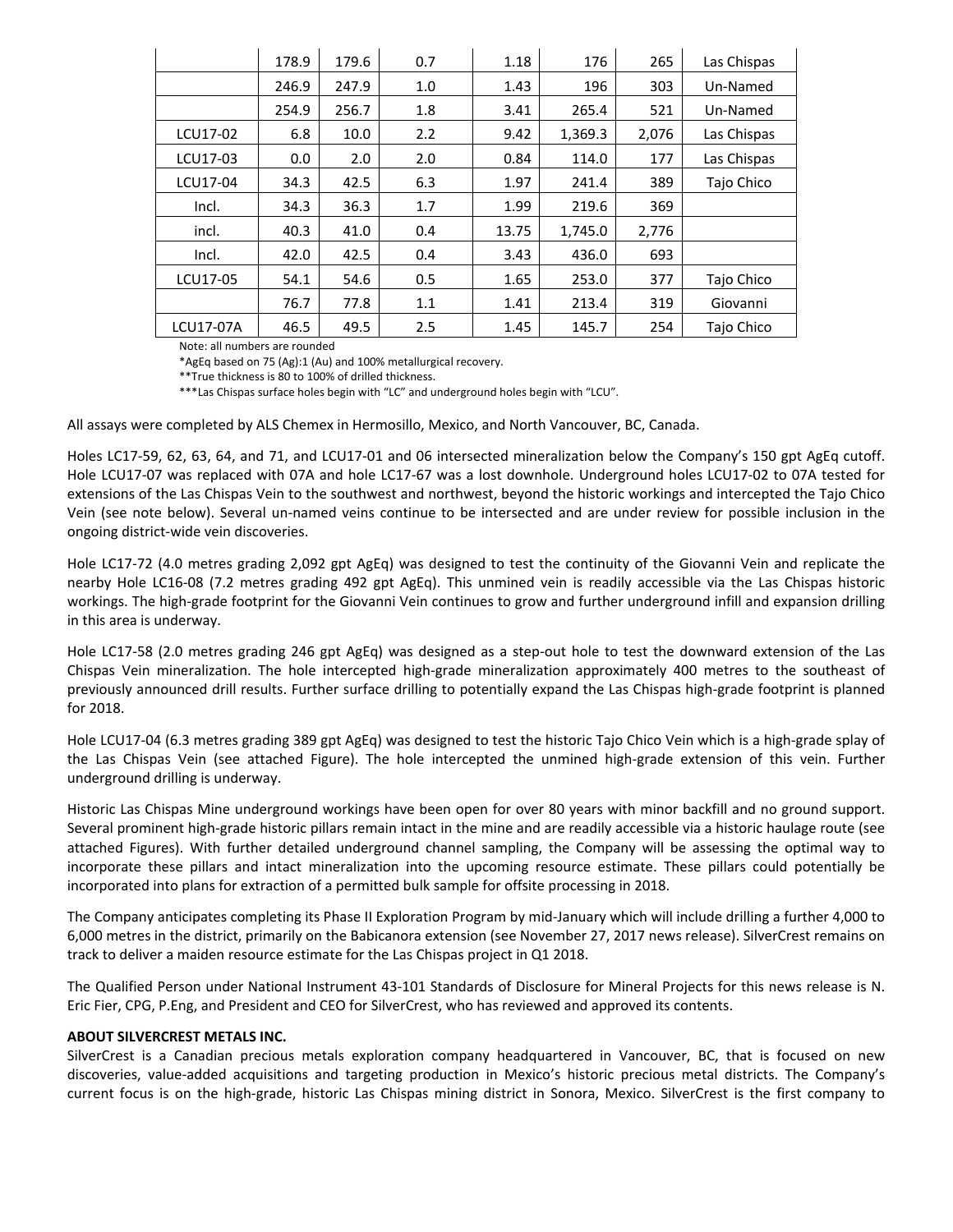|  | 178.9 | 179.6 | 0.7 | 1.18 | 176 | 265 | Las Chispas |
| --- | --- | --- | --- | --- | --- | --- | --- |
|  | 246.9 | 247.9 | 1.0 | 1.43 | 196 | 303 | Un-Named |
|  | 254.9 | 256.7 | 1.8 | 3.41 | 265.4 | 521 | Un-Named |
| LCU17-02 | 6.8 | 10.0 | 2.2 | 9.42 | 1,369.3 | 2,076 | Las Chispas |
| LCU17-03 | 0.0 | 2.0 | 2.0 | 0.84 | 114.0 | 177 | Las Chispas |
| LCU17-04 | 34.3 | 42.5 | 6.3 | 1.97 | 241.4 | 389 | Tajo Chico |
| Incl. | 34.3 | 36.3 | 1.7 | 1.99 | 219.6 | 369 |  |
| incl. | 40.3 | 41.0 | 0.4 | 13.75 | 1,745.0 | 2,776 |  |
| Incl. | 42.0 | 42.5 | 0.4 | 3.43 | 436.0 | 693 |  |
| LCU17-05 | 54.1 | 54.6 | 0.5 | 1.65 | 253.0 | 377 | Tajo Chico |
|  | 76.7 | 77.8 | 1.1 | 1.41 | 213.4 | 319 | Giovanni |
| LCU17-07A | 46.5 | 49.5 | 2.5 | 1.45 | 145.7 | 254 | Tajo Chico |

Note: all numbers are rounded

*AgEq based on 75 (Ag):1 (Au) and 100% metallurgical recovery.

**True thickness is 80 to 100% of drilled thickness.

***Las Chispas surface holes begin with "LC" and underground holes begin with "LCU".

All assays were completed by ALS Chemex in Hermosillo, Mexico, and North Vancouver, BC, Canada.

Holes LC17-59, 62, 63, 64, and 71, and LCU17-01 and 06 intersected mineralization below the Company's 150 gpt AgEq cutoff. Hole LCU17-07 was replaced with 07A and hole LC17-67 was a lost downhole. Underground holes LCU17-02 to 07A tested for extensions of the Las Chispas Vein to the southwest and northwest, beyond the historic workings and intercepted the Tajo Chico Vein (see note below). Several un-named veins continue to be intersected and are under review for possible inclusion in the ongoing district-wide vein discoveries.

Hole LC17-72 (4.0 metres grading 2,092 gpt AgEq) was designed to test the continuity of the Giovanni Vein and replicate the nearby Hole LC16-08 (7.2 metres grading 492 gpt AgEq). This unmined vein is readily accessible via the Las Chispas historic workings. The high-grade footprint for the Giovanni Vein continues to grow and further underground infill and expansion drilling in this area is underway.

Hole LC17-58 (2.0 metres grading 246 gpt AgEq) was designed as a step-out hole to test the downward extension of the Las Chispas Vein mineralization. The hole intercepted high-grade mineralization approximately 400 metres to the southeast of previously announced drill results. Further surface drilling to potentially expand the Las Chispas high-grade footprint is planned for 2018.

Hole LCU17-04 (6.3 metres grading 389 gpt AgEq) was designed to test the historic Tajo Chico Vein which is a high-grade splay of the Las Chispas Vein (see attached Figure). The hole intercepted the unmined high-grade extension of this vein. Further underground drilling is underway.

Historic Las Chispas Mine underground workings have been open for over 80 years with minor backfill and no ground support. Several prominent high-grade historic pillars remain intact in the mine and are readily accessible via a historic haulage route (see attached Figures). With further detailed underground channel sampling, the Company will be assessing the optimal way to incorporate these pillars and intact mineralization into the upcoming resource estimate. These pillars could potentially be incorporated into plans for extraction of a permitted bulk sample for offsite processing in 2018.

The Company anticipates completing its Phase II Exploration Program by mid-January which will include drilling a further 4,000 to 6,000 metres in the district, primarily on the Babicanora extension (see November 27, 2017 news release). SilverCrest remains on track to deliver a maiden resource estimate for the Las Chispas project in Q1 2018.

The Qualified Person under National Instrument 43-101 Standards of Disclosure for Mineral Projects for this news release is N. Eric Fier, CPG, P.Eng, and President and CEO for SilverCrest, who has reviewed and approved its contents.

**ABOUT SILVERCREST METALS INC.**

SilverCrest is a Canadian precious metals exploration company headquartered in Vancouver, BC, that is focused on new discoveries, value-added acquisitions and targeting production in Mexico's historic precious metal districts. The Company's current focus is on the high-grade, historic Las Chispas mining district in Sonora, Mexico. SilverCrest is the first company to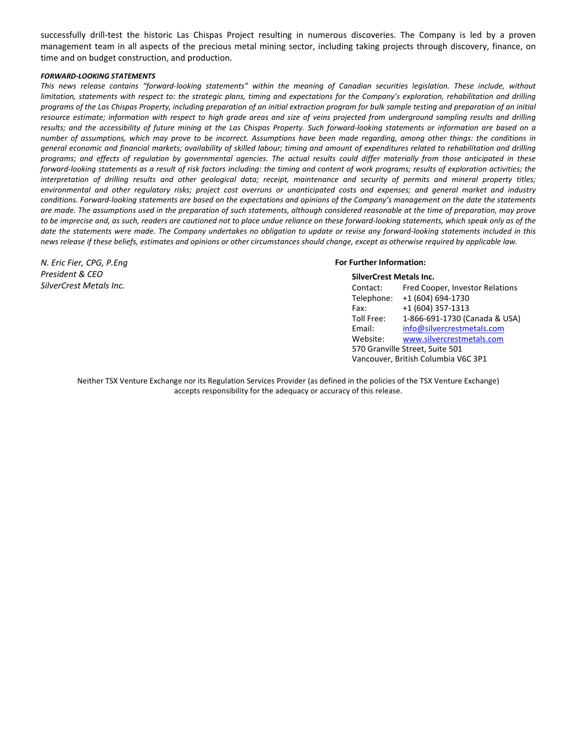successfully drill-test the historic Las Chispas Project resulting in numerous discoveries. The Company is led by a proven management team in all aspects of the precious metal mining sector, including taking projects through discovery, finance, on time and on budget construction, and production.

***FORWARD-LOOKING STATEMENTS***

*This news release contains "forward-looking statements" within the meaning of Canadian securities legislation. These include, without limitation, statements with respect to: the strategic plans, timing and expectations for the Company's exploration, rehabilitation and drilling programs of the Las Chispas Property, including preparation of an initial extraction program for bulk sample testing and preparation of an initial resource estimate; information with respect to high grade areas and size of veins projected from underground sampling results and drilling results; and the accessibility of future mining at the Las Chispas Property. Such forward-looking statements or information are based on a number of assumptions, which may prove to be incorrect. Assumptions have been made regarding, among other things: the conditions in general economic and financial markets; availability of skilled labour; timing and amount of expenditures related to rehabilitation and drilling programs; and effects of regulation by governmental agencies. The actual results could differ materially from those anticipated in these forward-looking statements as a result of risk factors including: the timing and content of work programs; results of exploration activities; the interpretation of drilling results and other geological data; receipt, maintenance and security of permits and mineral property titles; environmental and other regulatory risks; project cost overruns or unanticipated costs and expenses; and general market and industry conditions. Forward-looking statements are based on the expectations and opinions of the Company's management on the date the statements are made. The assumptions used in the preparation of such statements, although considered reasonable at the time of preparation, may prove to be imprecise and, as such, readers are cautioned not to place undue reliance on these forward-looking statements, which speak only as of the date the statements were made. The Company undertakes no obligation to update or revise any forward-looking statements included in this news release if these beliefs, estimates and opinions or other circumstances should change, except as otherwise required by applicable law.*

*N. Eric Fier, CPG, P.Eng*
*President & CEO*
*SilverCrest Metals Inc.*

**For Further Information:**

**SilverCrest Metals Inc.**

Contact: Fred Cooper, Investor Relations
Telephone: +1 (604) 694-1730
Fax: +1 (604) 357-1313
Toll Free: 1-866-691-1730 (Canada & USA)
Email: info@silvercrestmetals.com
Website: www.silvercrestmetals.com
570 Granville Street, Suite 501
Vancouver, British Columbia V6C 3P1

Neither TSX Venture Exchange nor its Regulation Services Provider (as defined in the policies of the TSX Venture Exchange) accepts responsibility for the adequacy or accuracy of this release.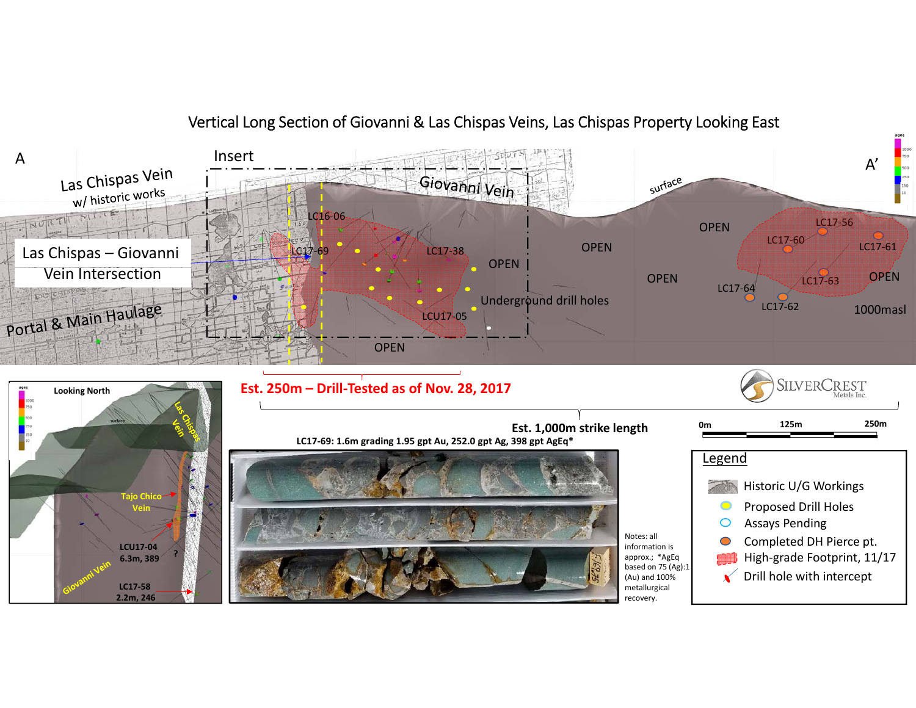# Vertical Long Section of Giovanni & Las Chispas Veins, Las Chispas Property Looking East

A

A'

Las Chispas Vein w/ historic works

Insert

Giovanni Vein

surface

Las Chispas – Giovanni Vein Intersection

Portal & Main Haulage

LC16-06

LC17-69

LC17-38

LCU17-05

OPEN

OPEN

OPEN

OPEN

OPEN

OPEN

Underground drill holes

LC17-56

LC17-60

LC17-61

LC17-63

LC17-64

LC17-62

1000masl

**Est. 250m – Drill-Tested as of Nov. 28, 2017**

**Est. 1,000m strike length**

0m 125m 250m

**Looking North**

Las Chispas Vein

Tajo Chico Vein

LCU17-04 6.3m, 389

LC17-58 2.2m, 246

Giovanni Vein

**LC17-69: 1.6m grading 1.95 gpt Au, 252.0 gpt Ag, 398 gpt AgEq***

Notes: all information is approx.; *AgEq based on 75 (Ag):1 (Au) and 100% metallurgical recovery.

**Legend**

- Historic U/G Workings
- Proposed Drill Holes
- Assays Pending
- Completed DH Pierce pt.
- High-grade Footprint, 11/17
- Drill hole with intercept

SILVERCREST Metals Inc.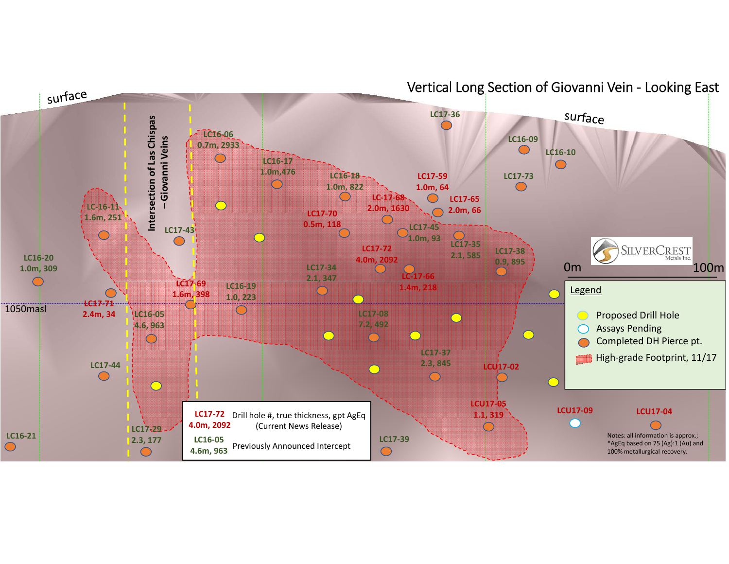# Vertical Long Section of Giovanni Vein - Looking East

surface

surface

Intersection of Las Chispas – Giovanni Veins

1050masl

0m 100m

SILVERCREST Metals Inc.

LC16-06 0.7m, 2933
LC16-17 1.0m,476
LC16-18 1.0m, 822
LC-17-68 2.0m, 1630
LC17-70 0.5m, 118
LC17-59 1.0m, 64
LC17-65 2.0m, 66
LC17-36
LC16-09
LC16-10
LC17-73
LC17-45 1.0m, 93
LC17-35 2.1, 585
LC17-38 0.9, 895
LC17-72 4.0m, 2092
LC-17-66 1.4m, 218
LC17-34 2.1, 347
LC-16-11 1.6m, 251
LC17-43
LC16-20 1.0m, 309
LC17-69 1.6m, 398
LC16-19 1.0, 223
LC17-71 2.4m, 34
LC16-05 4.6, 963
LC17-08 7.2, 492
LC17-44
LC17-37 2.3, 845
LCU17-02
LCU17-05 1.1, 319
LCU17-09
LCU17-04
LC17-29 2.3, 177
LC17-39
LC16-21

**Legend**

- Proposed Drill Hole
- Assays Pending
- Completed DH Pierce pt.
- High-grade Footprint, 11/17

| | |
|---|---|
| LC17-72 4.0m, 2092 | Drill hole #, true thickness, gpt AgEq (Current News Release) |
| LC16-05 4.6m, 963 | Previously Announced Intercept |

Notes: all information is approx.; *AgEq based on 75 (Ag):1 (Au) and 100% metallurgical recovery.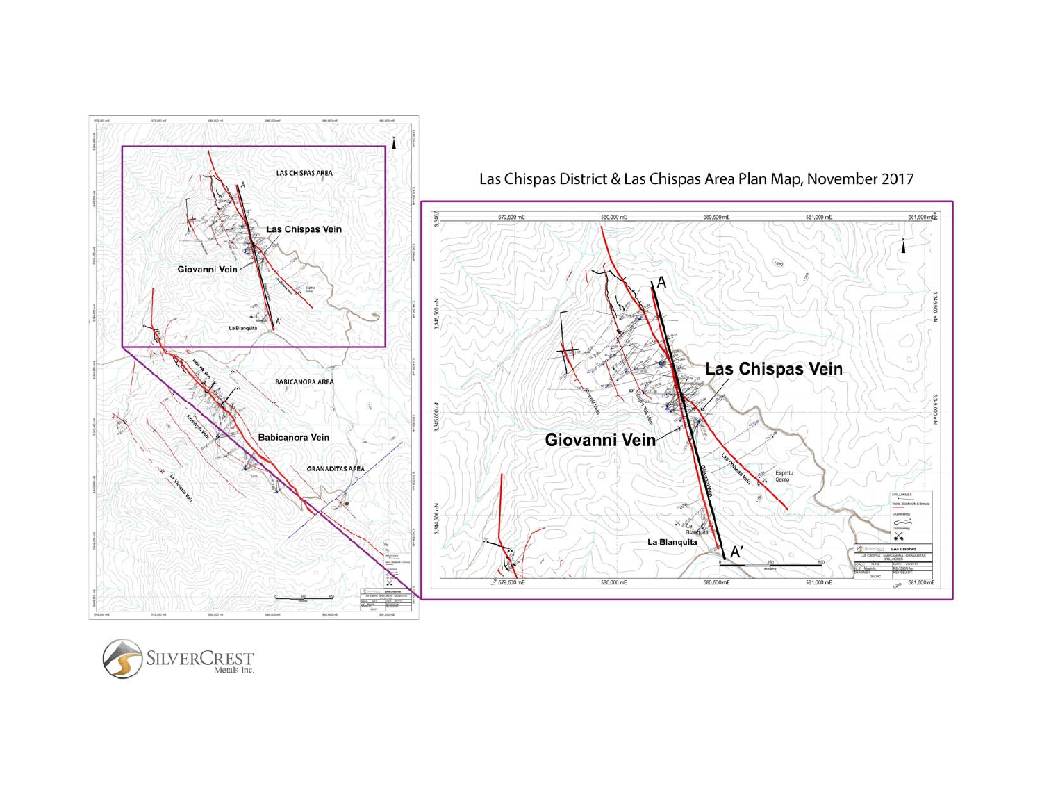Las Chispas District & Las Chispas Area Plan Map, November 2017

LAS CHISPAS AREA

Las Chispas Vein

Giovanni Vein

La Blanquita

BABICANORA AREA

Babicanora Vein

GRANADITAS AREA

A

A'

579,500 mE

580,000 mE

580,500 mE

581,000 mE

581,500 mE

3,345,500 mN

3,345,000 mN

3,344,500 mN

Las Chispas Vein

Giovanni Vein

La Blanquita

Espiritu Santo

SilverCrest Metals Inc.